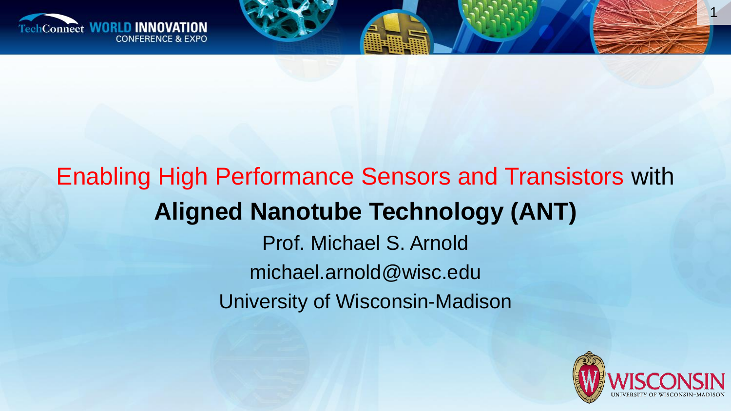TechConnect WORLD INNOVATION CONFERENCE & EXPO

# Enabling High Performance Sensors and Transistors with **Aligned Nanotube Technology (ANT)**

Prof. Michael S. Arnold

michael.arnold@wisc.edu

University of Wisconsin-Madison

WISCONSIN UNIVERSITY OF WISCONSIN–MADISON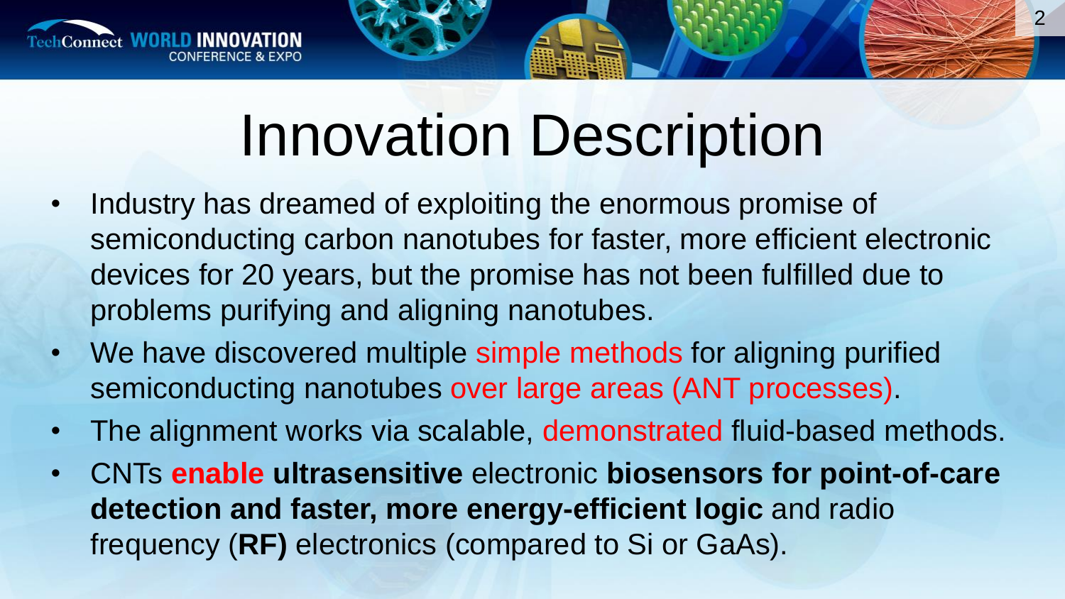# Innovation Description

- Industry has dreamed of exploiting the enormous promise of semiconducting carbon nanotubes for faster, more efficient electronic devices for 20 years, but the promise has not been fulfilled due to problems purifying and aligning nanotubes.
- We have discovered multiple simple methods for aligning purified semiconducting nanotubes over large areas (ANT processes).
- The alignment works via scalable, demonstrated fluid-based methods.
- CNTs **enable ultrasensitive** electronic **biosensors for point-of-care detection and faster, more energy-efficient logic** and radio frequency (**RF)** electronics (compared to Si or GaAs).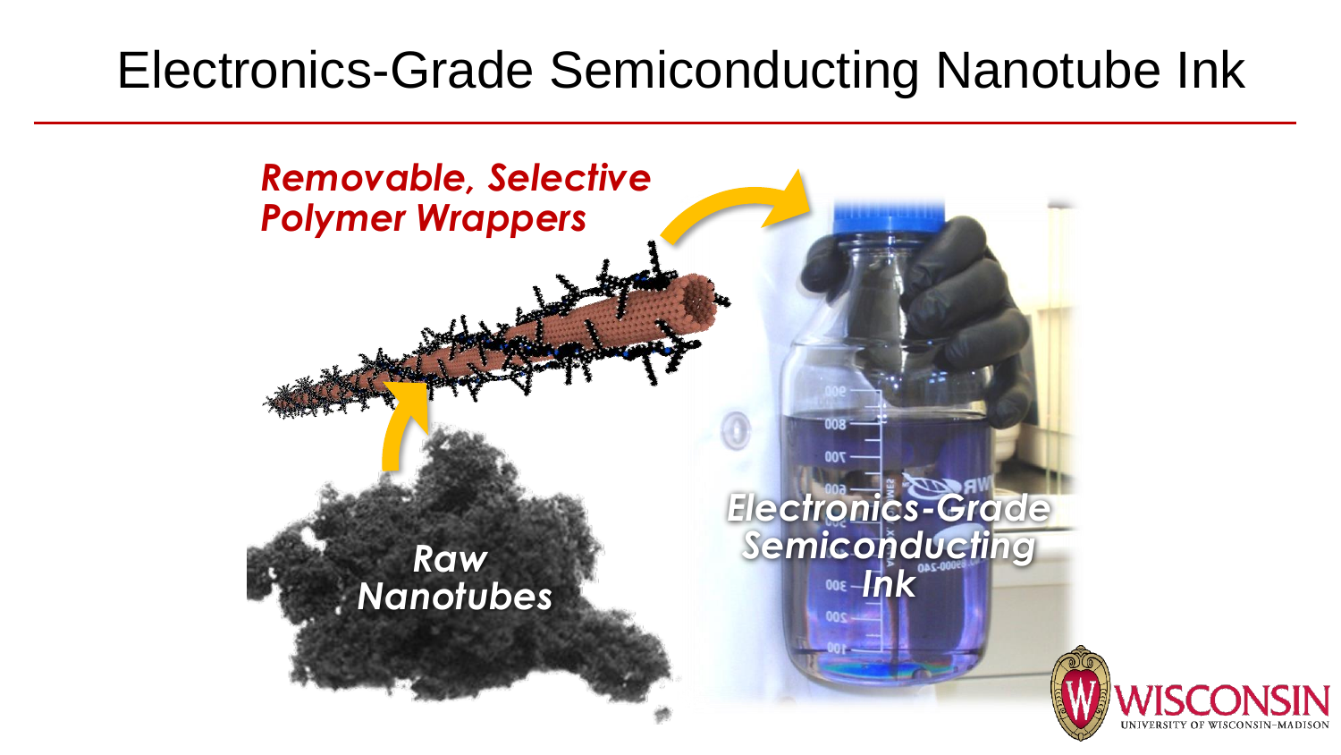# Electronics-Grade Semiconducting Nanotube Ink

*Removable, Selective Polymer Wrappers*

*Raw Nanotubes*

*Electronics-Grade Semiconducting Ink*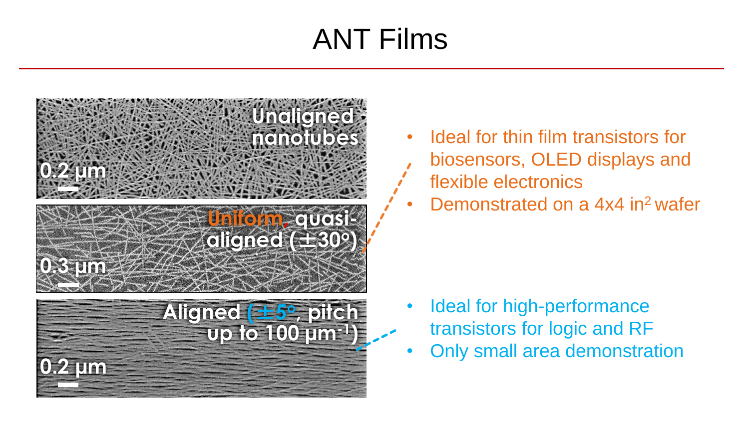# ANT Films

Unaligned nanotubes

0.2 µm

Uniform, quasi-aligned (±30°)

0.3 µm

Aligned (±5°, pitch up to 100 µm$^{-1}$)

0.2 µm

- Ideal for thin film transistors for biosensors, OLED displays and flexible electronics
- Demonstrated on a 4x4 in$^2$ wafer

- Ideal for high-performance transistors for logic and RF
- Only small area demonstration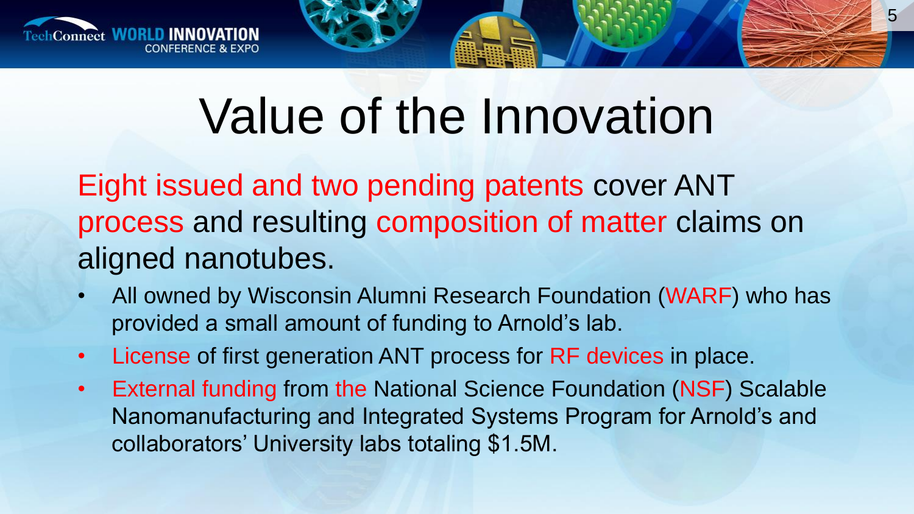# Value of the Innovation

Eight issued and two pending patents cover ANT process and resulting composition of matter claims on aligned nanotubes.

- All owned by Wisconsin Alumni Research Foundation (WARF) who has provided a small amount of funding to Arnold's lab.
- License of first generation ANT process for RF devices in place.
- External funding from the National Science Foundation (NSF) Scalable Nanomanufacturing and Integrated Systems Program for Arnold's and collaborators' University labs totaling $1.5M.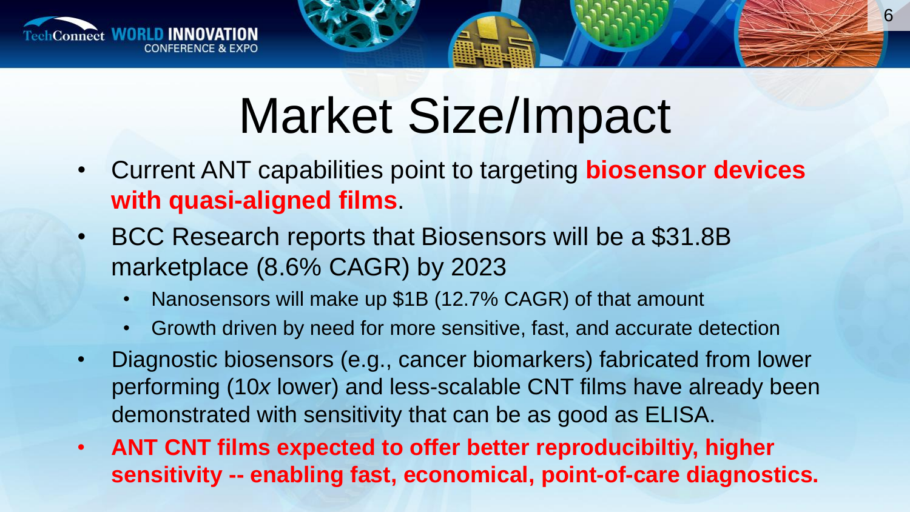# Market Size/Impact

- Current ANT capabilities point to targeting **biosensor devices with quasi-aligned films**.
- BCC Research reports that Biosensors will be a $31.8B marketplace (8.6% CAGR) by 2023
  - Nanosensors will make up $1B (12.7% CAGR) of that amount
  - Growth driven by need for more sensitive, fast, and accurate detection
- Diagnostic biosensors (e.g., cancer biomarkers) fabricated from lower performing (10*x* lower) and less-scalable CNT films have already been demonstrated with sensitivity that can be as good as ELISA.
- **ANT CNT films expected to offer better reproducibiltiy, higher sensitivity -- enabling fast, economical, point-of-care diagnostics.**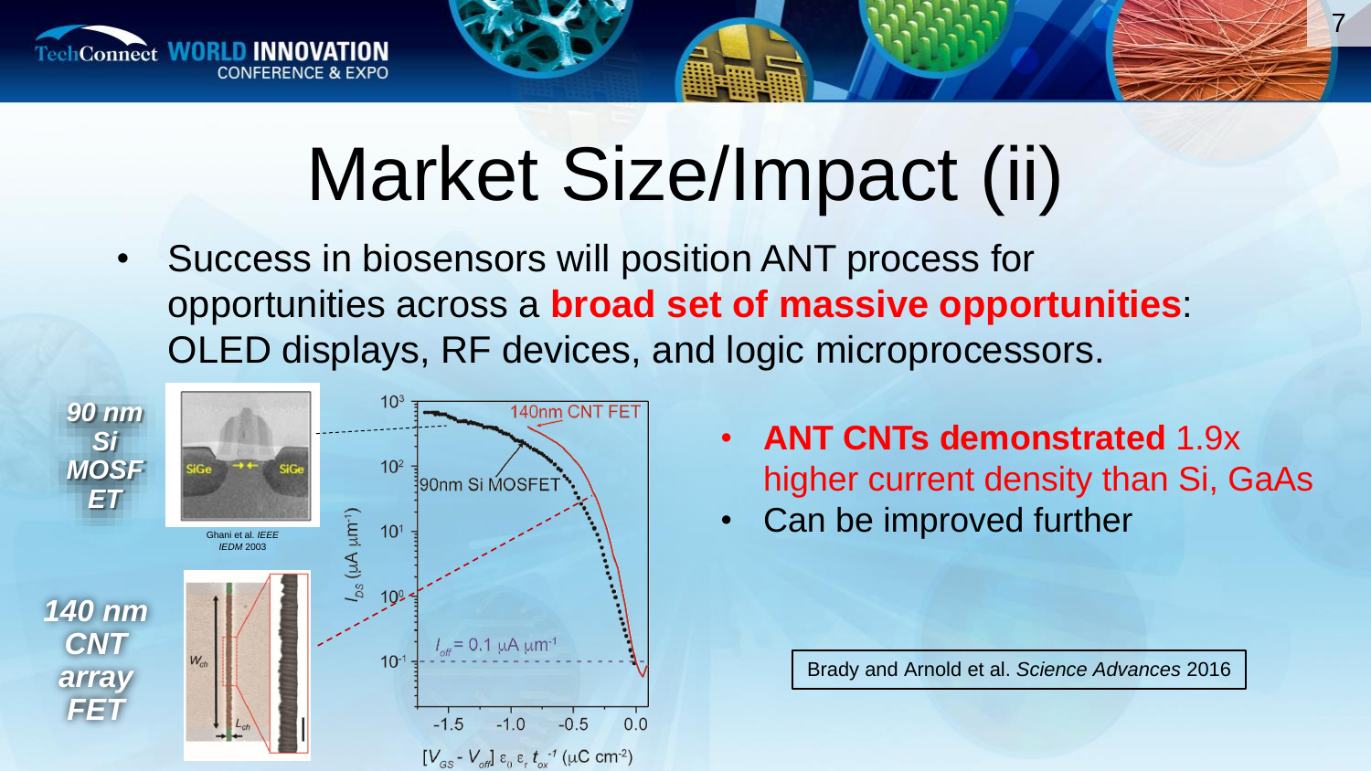# Market Size/Impact (ii)

- Success in biosensors will position ANT process for opportunities across a **broad set of massive opportunities**: OLED displays, RF devices, and logic microprocessors.

***90 nm Si MOSFET***

Ghani et al. *IEEE IEDM* 2003

***140 nm CNT array FET***

- **ANT CNTs demonstrated** 1.9x higher current density than Si, GaAs
- Can be improved further

Brady and Arnold et al. *Science Advances* 2016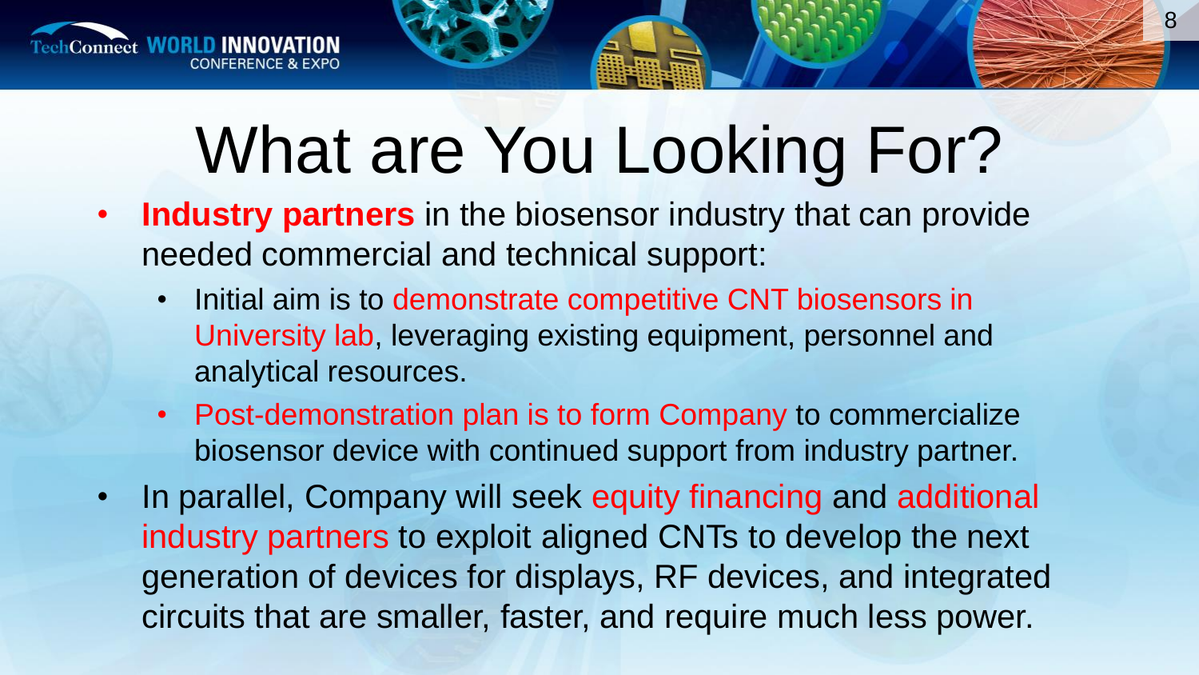# What are You Looking For?

- **Industry partners** in the biosensor industry that can provide needed commercial and technical support:
  - Initial aim is to demonstrate competitive CNT biosensors in University lab, leveraging existing equipment, personnel and analytical resources.
  - Post-demonstration plan is to form Company to commercialize biosensor device with continued support from industry partner.
- In parallel, Company will seek equity financing and additional industry partners to exploit aligned CNTs to develop the next generation of devices for displays, RF devices, and integrated circuits that are smaller, faster, and require much less power.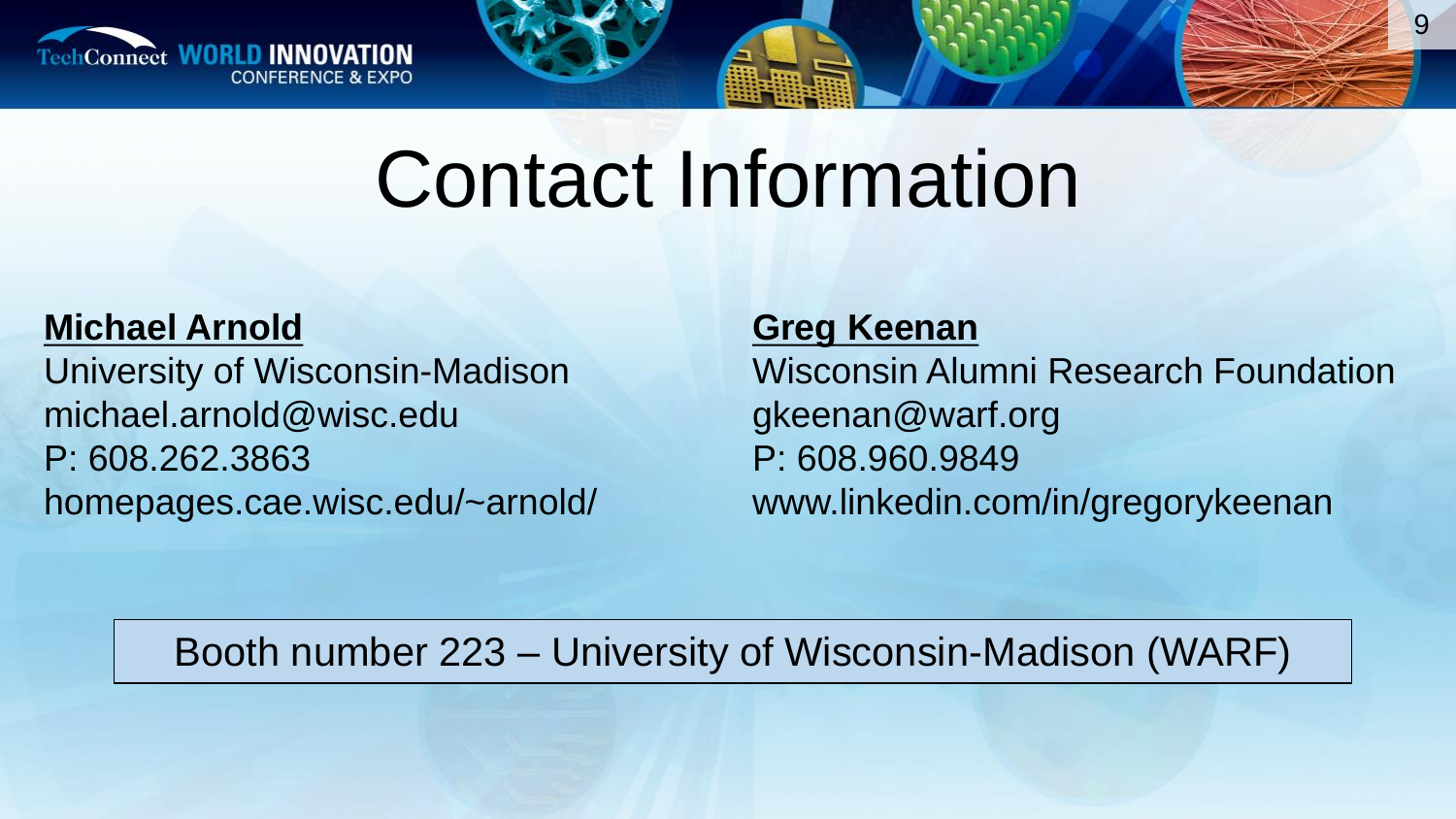# Contact Information

**Michael Arnold**
University of Wisconsin-Madison
michael.arnold@wisc.edu
P: 608.262.3863
homepages.cae.wisc.edu/~arnold/

**Greg Keenan**
Wisconsin Alumni Research Foundation
gkeenan@warf.org
P: 608.960.9849
www.linkedin.com/in/gregorykeenan

Booth number 223 – University of Wisconsin-Madison (WARF)